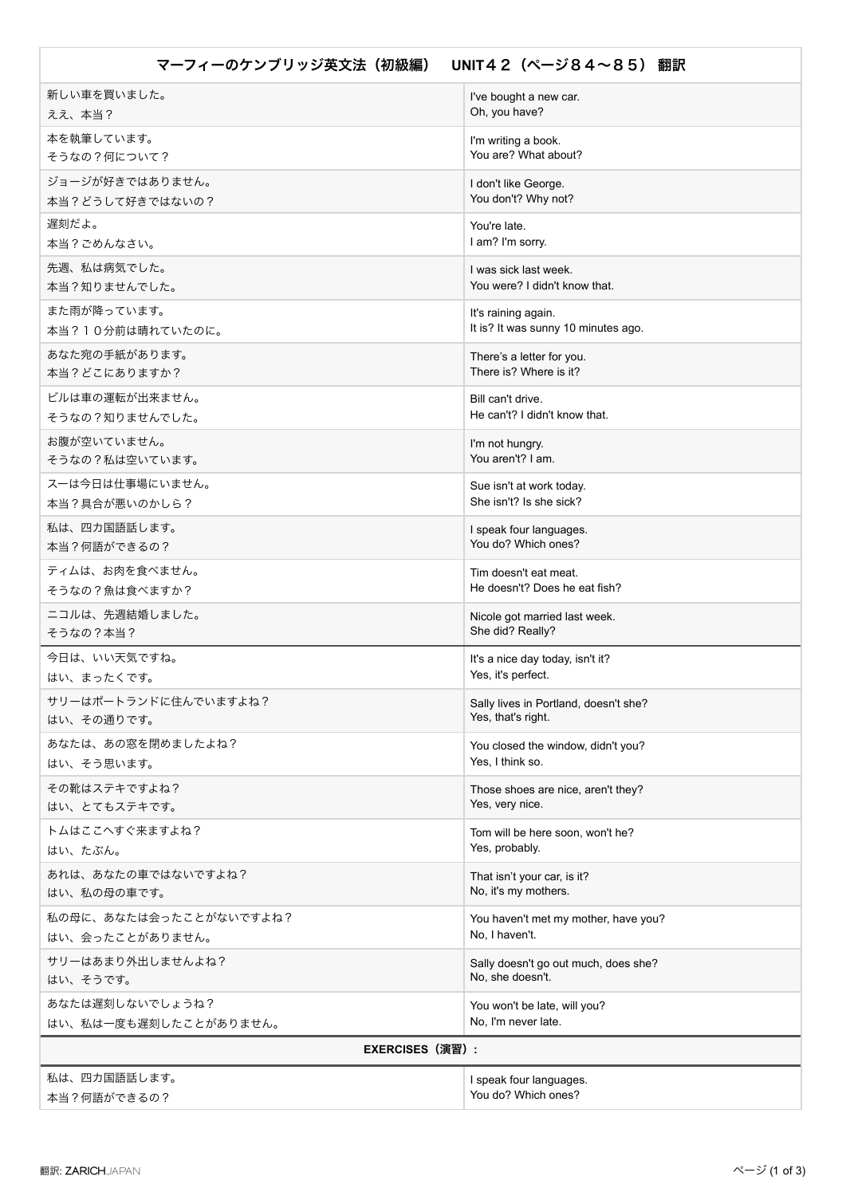| マーフィーのケンブリッジ英文法（初級編）　UNIT４２（ページ８４～８５） 翻訳 | |
|---|---|
| 新しい車を買いました。<br>ええ、本当？ | I've bought a new car.<br>Oh, you have? |
| 本を執筆しています。<br>そうなの？何について？ | I'm writing a book.<br>You are? What about? |
| ジョージが好きではありません。<br>本当？どうして好きではないの？ | I don't like George.<br>You don't? Why not? |
| 遅刻だよ。<br>本当？ごめんなさい。 | You're late.<br>I am? I'm sorry. |
| 先週、私は病気でした。<br>本当？知りませんでした。 | I was sick last week.<br>You were? I didn't know that. |
| また雨が降っています。<br>本当？１０分前は晴れていたのに。 | It's raining again.<br>It is? It was sunny 10 minutes ago. |
| あなた宛の手紙があります。<br>本当？どこにありますか？ | There's a letter for you.<br>There is? Where is it? |
| ビルは車の運転が出来ません。<br>そうなの？知りませんでした。 | Bill can't drive.<br>He can't? I didn't know that. |
| お腹が空いていません。<br>そうなの？私は空いています。 | I'm not hungry.<br>You aren't? I am. |
| スーは今日は仕事場にいません。<br>本当？具合が悪いのかしら？ | Sue isn't at work today.<br>She isn't? Is she sick? |
| 私は、四カ国語話します。<br>本当？何語ができるの？ | I speak four languages.<br>You do? Which ones? |
| ティムは、お肉を食べません。<br>そうなの？魚は食べますか？ | Tim doesn't eat meat.<br>He doesn't? Does he eat fish? |
| ニコルは、先週結婚しました。<br>そうなの？本当？ | Nicole got married last week.<br>She did? Really? |
| 今日は、いい天気ですね。<br>はい、まったくです。 | It's a nice day today, isn't it?<br>Yes, it's perfect. |
| サリーはポートランドに住んでいますよね？<br>はい、その通りです。 | Sally lives in Portland, doesn't she?<br>Yes, that's right. |
| あなたは、あの窓を閉めましたよね？<br>はい、そう思います。 | You closed the window, didn't you?<br>Yes, I think so. |
| その靴はステキですよね？<br>はい、とてもステキです。 | Those shoes are nice, aren't they?<br>Yes, very nice. |
| トムはここへすぐ来ますよね？<br>はい、たぶん。 | Tom will be here soon, won't he?<br>Yes, probably. |
| あれは、あなたの車ではないですよね？<br>はい、私の母の車です。 | That isn't your car, is it?<br>No, it's my mothers. |
| 私の母に、あなたは会ったことがないですよね？<br>はい、会ったことがありません。 | You haven't met my mother, have you?<br>No, I haven't. |
| サリーはあまり外出しませんよね？<br>はい、そうです。 | Sally doesn't go out much, does she?<br>No, she doesn't. |
| あなたは遅刻しないでしょうね？<br>はい、私は一度も遅刻したことがありません。 | You won't be late, will you?<br>No, I'm never late. |
| **EXERCISES（演習）:** | |
| 私は、四カ国語話します。<br>本当？何語ができるの？ | I speak four languages.<br>You do? Which ones? |

翻訳: ZARICHJAPAN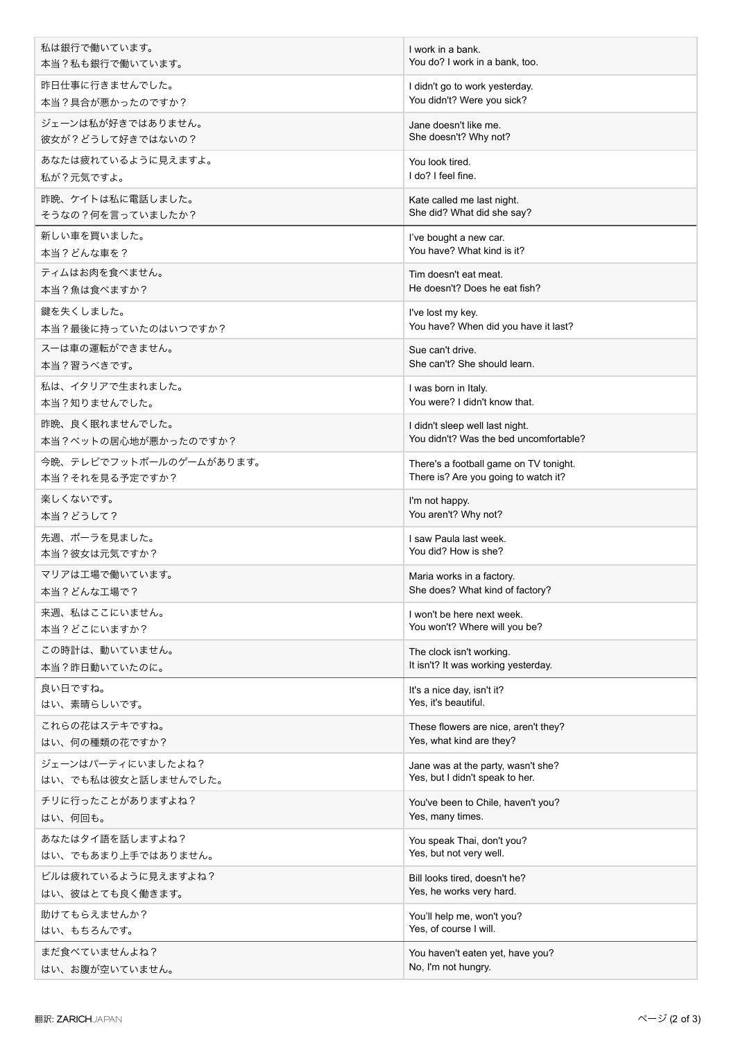| | |
|---|---|
| 私は銀行で働いています。<br>本当？私も銀行で働いています。 | I work in a bank.<br>You do? I work in a bank, too. |
| 昨日仕事に行きませんでした。<br>本当？具合が悪かったのですか？ | I didn't go to work yesterday.<br>You didn't? Were you sick? |
| ジェーンは私が好きではありません。<br>彼女が？どうして好きではないの？ | Jane doesn't like me.<br>She doesn't? Why not? |
| あなたは疲れているように見えますよ。<br>私が？元気ですよ。 | You look tired.<br>I do? I feel fine. |
| 昨晩、ケイトは私に電話しました。<br>そうなの？何を言っていましたか？ | Kate called me last night.<br>She did? What did she say? |
| 新しい車を買いました。<br>本当？どんな車を？ | I've bought a new car.<br>You have? What kind is it? |
| ティムはお肉を食べません。<br>本当？魚は食べますか？ | Tim doesn't eat meat.<br>He doesn't? Does he eat fish? |
| 鍵を失くしました。<br>本当？最後に持っていたのはいつですか？ | I've lost my key.<br>You have? When did you have it last? |
| スーは車の運転ができません。<br>本当？習うべきです。 | Sue can't drive.<br>She can't? She should learn. |
| 私は、イタリアで生まれました。<br>本当？知りませんでした。 | I was born in Italy.<br>You were? I didn't know that. |
| 昨晩、良く眠れませんでした。<br>本当？ベットの居心地が悪かったのですか？ | I didn't sleep well last night.<br>You didn't? Was the bed uncomfortable? |
| 今晩、テレビでフットボールのゲームがあります。<br>本当？それを見る予定ですか？ | There's a football game on TV tonight.<br>There is? Are you going to watch it? |
| 楽しくないです。<br>本当？どうして？ | I'm not happy.<br>You aren't? Why not? |
| 先週、ポーラを見ました。<br>本当？彼女は元気ですか？ | I saw Paula last week.<br>You did? How is she? |
| マリアは工場で働いています。<br>本当？どんな工場で？ | Maria works in a factory.<br>She does? What kind of factory? |
| 来週、私はここにいません。<br>本当？どこにいますか？ | I won't be here next week.<br>You won't? Where will you be? |
| この時計は、動いていません。<br>本当？昨日動いていたのに。 | The clock isn't working.<br>It isn't? It was working yesterday. |
| 良い日ですね。<br>はい、素晴らしいです。 | It's a nice day, isn't it?<br>Yes, it's beautiful. |
| これらの花はステキですね。<br>はい、何の種類の花ですか？ | These flowers are nice, aren't they?<br>Yes, what kind are they? |
| ジェーンはパーティにいましたよね？<br>はい、でも私は彼女と話しませんでした。 | Jane was at the party, wasn't she?<br>Yes, but I didn't speak to her. |
| チリに行ったことがありますよね？<br>はい、何回も。 | You've been to Chile, haven't you?<br>Yes, many times. |
| あなたはタイ語を話しますよね？<br>はい、でもあまり上手ではありません。 | You speak Thai, don't you?<br>Yes, but not very well. |
| ビルは疲れているように見えますよね？<br>はい、彼はとても良く働きます。 | Bill looks tired, doesn't he?<br>Yes, he works very hard. |
| 助けてもらえませんか？<br>はい、もちろんです。 | You'll help me, won't you?<br>Yes, of course I will. |
| まだ食べていませんよね？<br>はい、お腹が空いていません。 | You haven't eaten yet, have you?<br>No, I'm not hungry. |

翻訳: ZARICHJAPAN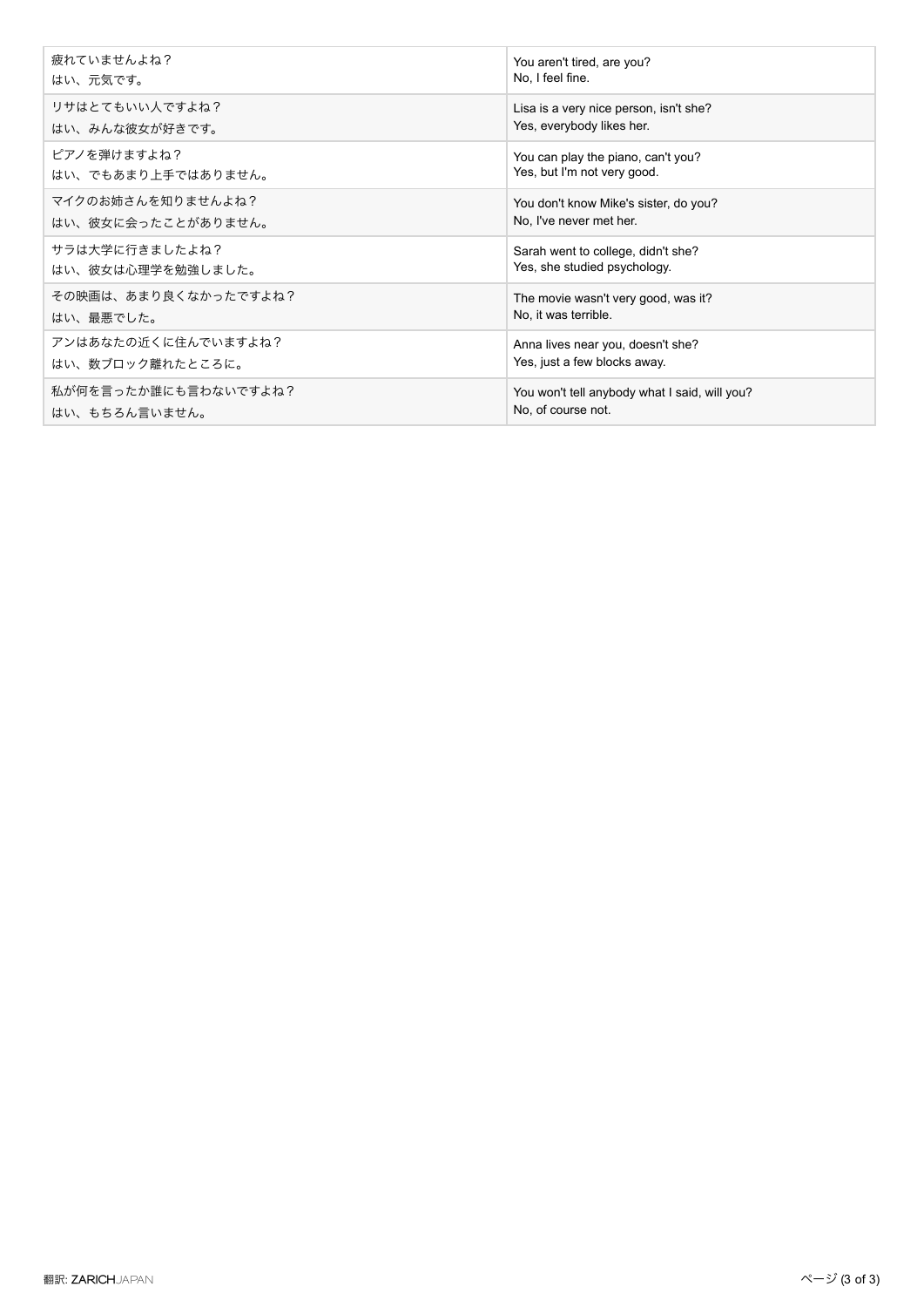| | |
|---|---|
| 疲れていませんよね？<br>はい、元気です。 | You aren't tired, are you?<br>No, I feel fine. |
| リサはとてもいい人ですよね？<br>はい、みんな彼女が好きです。 | Lisa is a very nice person, isn't she?<br>Yes, everybody likes her. |
| ピアノを弾けますよね？<br>はい、でもあまり上手ではありません。 | You can play the piano, can't you?<br>Yes, but I'm not very good. |
| マイクのお姉さんを知りませんよね？<br>はい、彼女に会ったことがありません。 | You don't know Mike's sister, do you?<br>No, I've never met her. |
| サラは大学に行きましたよね？<br>はい、彼女は心理学を勉強しました。 | Sarah went to college, didn't she?<br>Yes, she studied psychology. |
| その映画は、あまり良くなかったですよね？<br>はい、最悪でした。 | The movie wasn't very good, was it?<br>No, it was terrible. |
| アンはあなたの近くに住んでいますよね？<br>はい、数ブロック離れたところに。 | Anna lives near you, doesn't she?<br>Yes, just a few blocks away. |
| 私が何を言ったか誰にも言わないですよね？<br>はい、もちろん言いません。 | You won't tell anybody what I said, will you?<br>No, of course not. |

翻訳: ZARICHJAPAN